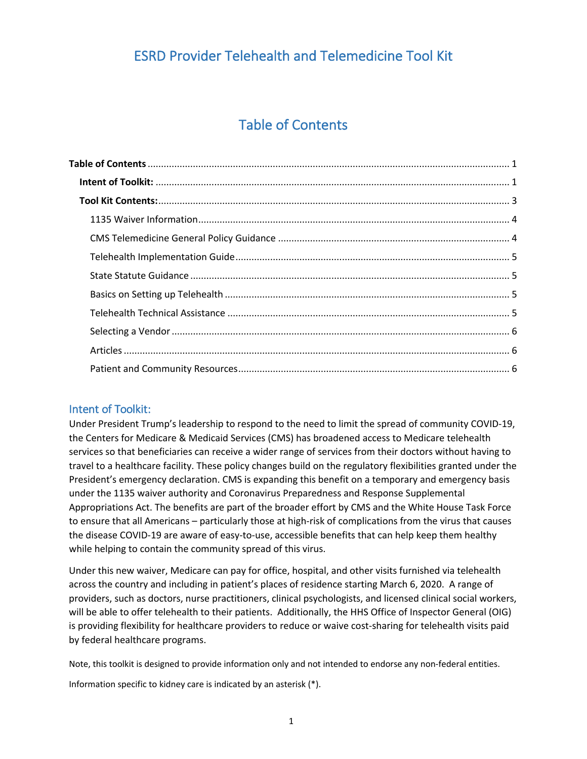# ESRD Provider Telehealth and Telemedicine Tool Kit

## Table of Contents

**Table of Contents** ..... 1

**Intent of Toolkit:** ..... 1

**Tool Kit Contents:** ..... 3

- 1135 Waiver Information ..... 4
- CMS Telemedicine General Policy Guidance ..... 4
- Telehealth Implementation Guide ..... 5
- State Statute Guidance ..... 5
- Basics on Setting up Telehealth ..... 5
- Telehealth Technical Assistance ..... 5
- Selecting a Vendor ..... 6
- Articles ..... 6
- Patient and Community Resources ..... 6

## Intent of Toolkit:

Under President Trump's leadership to respond to the need to limit the spread of community COVID-19, the Centers for Medicare & Medicaid Services (CMS) has broadened access to Medicare telehealth services so that beneficiaries can receive a wider range of services from their doctors without having to travel to a healthcare facility. These policy changes build on the regulatory flexibilities granted under the President's emergency declaration. CMS is expanding this benefit on a temporary and emergency basis under the 1135 waiver authority and Coronavirus Preparedness and Response Supplemental Appropriations Act. The benefits are part of the broader effort by CMS and the White House Task Force to ensure that all Americans – particularly those at high-risk of complications from the virus that causes the disease COVID-19 are aware of easy-to-use, accessible benefits that can help keep them healthy while helping to contain the community spread of this virus.

Under this new waiver, Medicare can pay for office, hospital, and other visits furnished via telehealth across the country and including in patient's places of residence starting March 6, 2020. A range of providers, such as doctors, nurse practitioners, clinical psychologists, and licensed clinical social workers, will be able to offer telehealth to their patients. Additionally, the HHS Office of Inspector General (OIG) is providing flexibility for healthcare providers to reduce or waive cost-sharing for telehealth visits paid by federal healthcare programs.

Note, this toolkit is designed to provide information only and not intended to endorse any non-federal entities.

Information specific to kidney care is indicated by an asterisk (*).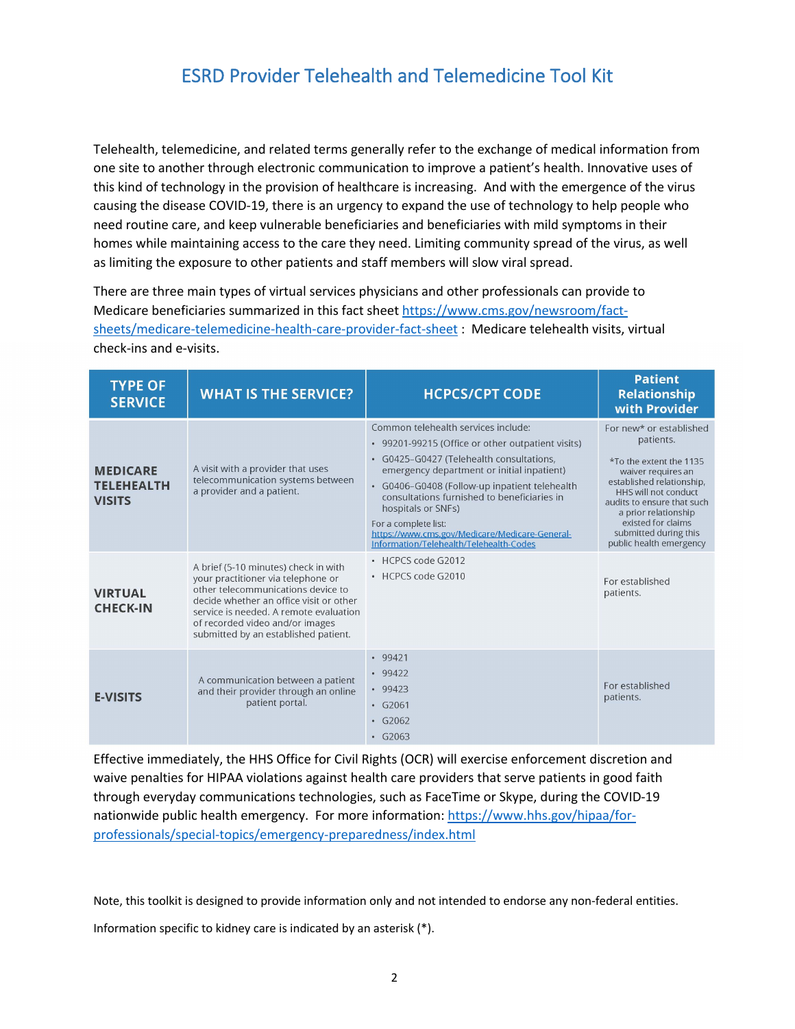# ESRD Provider Telehealth and Telemedicine Tool Kit

Telehealth, telemedicine, and related terms generally refer to the exchange of medical information from one site to another through electronic communication to improve a patient's health. Innovative uses of this kind of technology in the provision of healthcare is increasing. And with the emergence of the virus causing the disease COVID-19, there is an urgency to expand the use of technology to help people who need routine care, and keep vulnerable beneficiaries and beneficiaries with mild symptoms in their homes while maintaining access to the care they need. Limiting community spread of the virus, as well as limiting the exposure to other patients and staff members will slow viral spread.

There are three main types of virtual services physicians and other professionals can provide to Medicare beneficiaries summarized in this fact sheet https://www.cms.gov/newsroom/fact-sheets/medicare-telemedicine-health-care-provider-fact-sheet : Medicare telehealth visits, virtual check-ins and e-visits.

| TYPE OF SERVICE | WHAT IS THE SERVICE? | HCPCS/CPT CODE | Patient Relationship with Provider |
|---|---|---|---|
| **MEDICARE TELEHEALTH VISITS** | A visit with a provider that uses telecommunication systems between a provider and a patient. | Common telehealth services include:<br>• 99201-99215 (Office or other outpatient visits)<br>• G0425–G0427 (Telehealth consultations, emergency department or initial inpatient)<br>• G0406–G0408 (Follow-up inpatient telehealth consultations furnished to beneficiaries in hospitals or SNFs)<br>For a complete list: https://www.cms.gov/Medicare/Medicare-General-Information/Telehealth/Telehealth-Codes | For new* or established patients.<br><br>*To the extent the 1135 waiver requires an established relationship, HHS will not conduct audits to ensure that such a prior relationship existed for claims submitted during this public health emergency |
| **VIRTUAL CHECK-IN** | A brief (5-10 minutes) check in with your practitioner via telephone or other telecommunications device to decide whether an office visit or other service is needed. A remote evaluation of recorded video and/or images submitted by an established patient. | • HCPCS code G2012<br>• HCPCS code G2010 | For established patients. |
| **E-VISITS** | A communication between a patient and their provider through an online patient portal. | • 99421<br>• 99422<br>• 99423<br>• G2061<br>• G2062<br>• G2063 | For established patients. |

Effective immediately, the HHS Office for Civil Rights (OCR) will exercise enforcement discretion and waive penalties for HIPAA violations against health care providers that serve patients in good faith through everyday communications technologies, such as FaceTime or Skype, during the COVID-19 nationwide public health emergency. For more information: https://www.hhs.gov/hipaa/for-professionals/special-topics/emergency-preparedness/index.html

Note, this toolkit is designed to provide information only and not intended to endorse any non-federal entities.

Information specific to kidney care is indicated by an asterisk (*).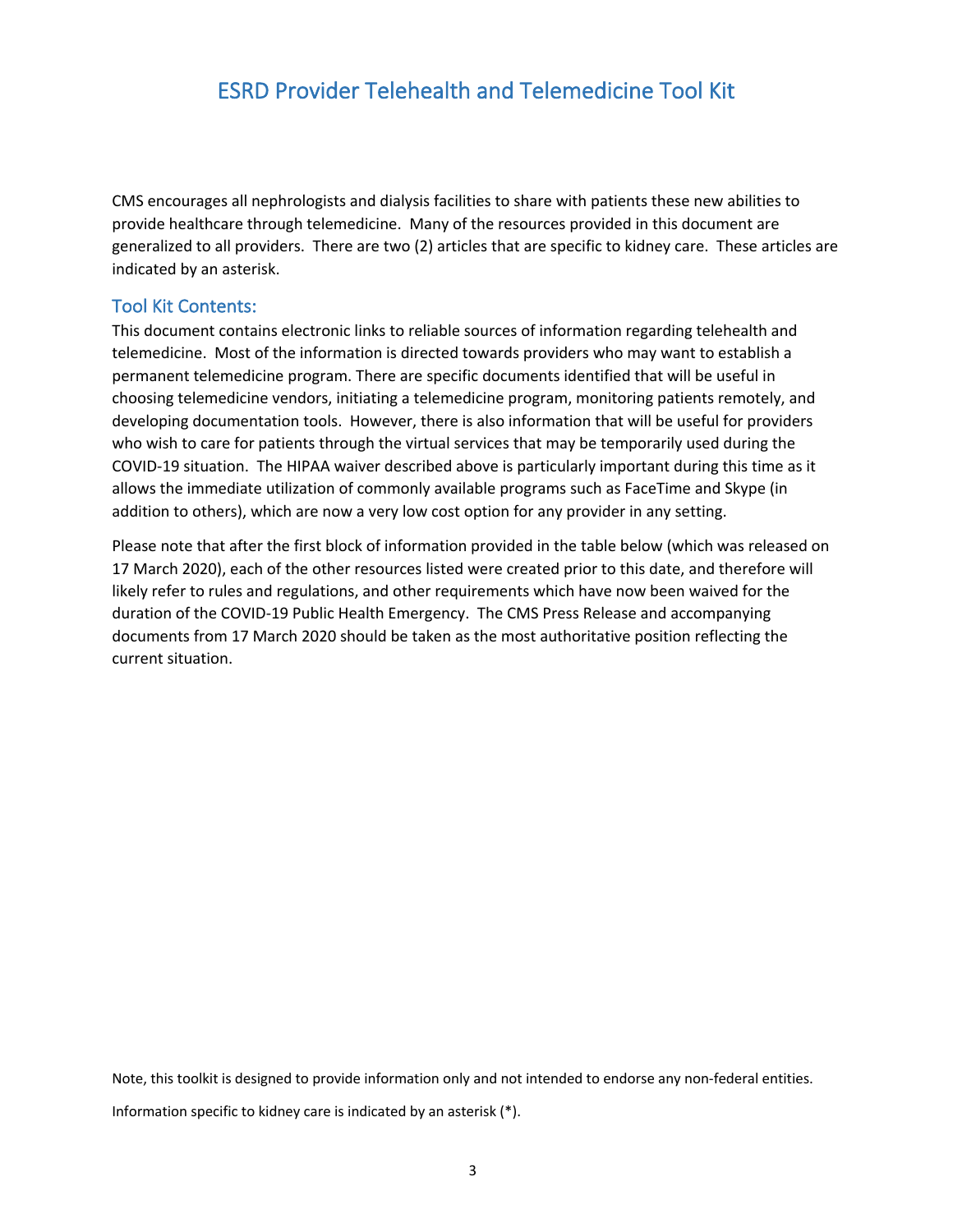# ESRD Provider Telehealth and Telemedicine Tool Kit

CMS encourages all nephrologists and dialysis facilities to share with patients these new abilities to provide healthcare through telemedicine. Many of the resources provided in this document are generalized to all providers. There are two (2) articles that are specific to kidney care. These articles are indicated by an asterisk.

## Tool Kit Contents:

This document contains electronic links to reliable sources of information regarding telehealth and telemedicine. Most of the information is directed towards providers who may want to establish a permanent telemedicine program. There are specific documents identified that will be useful in choosing telemedicine vendors, initiating a telemedicine program, monitoring patients remotely, and developing documentation tools. However, there is also information that will be useful for providers who wish to care for patients through the virtual services that may be temporarily used during the COVID-19 situation. The HIPAA waiver described above is particularly important during this time as it allows the immediate utilization of commonly available programs such as FaceTime and Skype (in addition to others), which are now a very low cost option for any provider in any setting.

Please note that after the first block of information provided in the table below (which was released on 17 March 2020), each of the other resources listed were created prior to this date, and therefore will likely refer to rules and regulations, and other requirements which have now been waived for the duration of the COVID-19 Public Health Emergency. The CMS Press Release and accompanying documents from 17 March 2020 should be taken as the most authoritative position reflecting the current situation.

Note, this toolkit is designed to provide information only and not intended to endorse any non-federal entities.

Information specific to kidney care is indicated by an asterisk (*).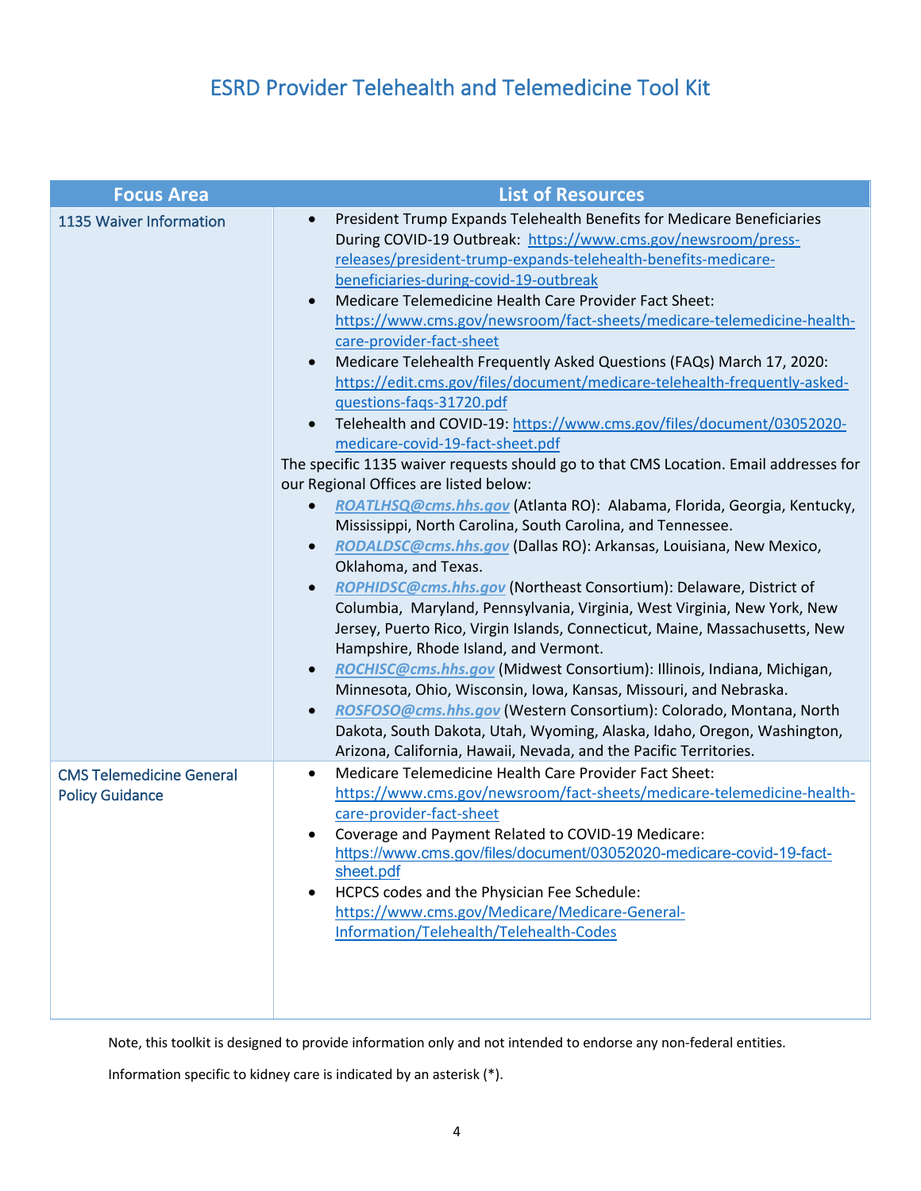# ESRD Provider Telehealth and Telemedicine Tool Kit

| Focus Area | List of Resources |
|---|---|
| 1135 Waiver Information | • President Trump Expands Telehealth Benefits for Medicare Beneficiaries During COVID-19 Outbreak: https://www.cms.gov/newsroom/press-releases/president-trump-expands-telehealth-benefits-medicare-beneficiaries-during-covid-19-outbreak<br>• Medicare Telemedicine Health Care Provider Fact Sheet: https://www.cms.gov/newsroom/fact-sheets/medicare-telemedicine-health-care-provider-fact-sheet<br>• Medicare Telehealth Frequently Asked Questions (FAQs) March 17, 2020: https://edit.cms.gov/files/document/medicare-telehealth-frequently-asked-questions-faqs-31720.pdf<br>• Telehealth and COVID-19: https://www.cms.gov/files/document/03052020-medicare-covid-19-fact-sheet.pdf<br>The specific 1135 waiver requests should go to that CMS Location. Email addresses for our Regional Offices are listed below:<br>• ***ROATLHSQ@cms.hhs.gov*** (Atlanta RO): Alabama, Florida, Georgia, Kentucky, Mississippi, North Carolina, South Carolina, and Tennessee.<br>• ***RODALDSC@cms.hhs.gov*** (Dallas RO): Arkansas, Louisiana, New Mexico, Oklahoma, and Texas.<br>• ***ROPHIDSC@cms.hhs.gov*** (Northeast Consortium): Delaware, District of Columbia, Maryland, Pennsylvania, Virginia, West Virginia, New York, New Jersey, Puerto Rico, Virgin Islands, Connecticut, Maine, Massachusetts, New Hampshire, Rhode Island, and Vermont.<br>• ***ROCHISC@cms.hhs.gov*** (Midwest Consortium): Illinois, Indiana, Michigan, Minnesota, Ohio, Wisconsin, Iowa, Kansas, Missouri, and Nebraska.<br>• ***ROSFOSO@cms.hhs.gov*** (Western Consortium): Colorado, Montana, North Dakota, South Dakota, Utah, Wyoming, Alaska, Idaho, Oregon, Washington, Arizona, California, Hawaii, Nevada, and the Pacific Territories. |
| CMS Telemedicine General Policy Guidance | • Medicare Telemedicine Health Care Provider Fact Sheet: https://www.cms.gov/newsroom/fact-sheets/medicare-telemedicine-health-care-provider-fact-sheet<br>• Coverage and Payment Related to COVID-19 Medicare: https://www.cms.gov/files/document/03052020-medicare-covid-19-fact-sheet.pdf<br>• HCPCS codes and the Physician Fee Schedule: https://www.cms.gov/Medicare/Medicare-General-Information/Telehealth/Telehealth-Codes |

Note, this toolkit is designed to provide information only and not intended to endorse any non-federal entities.

Information specific to kidney care is indicated by an asterisk (*).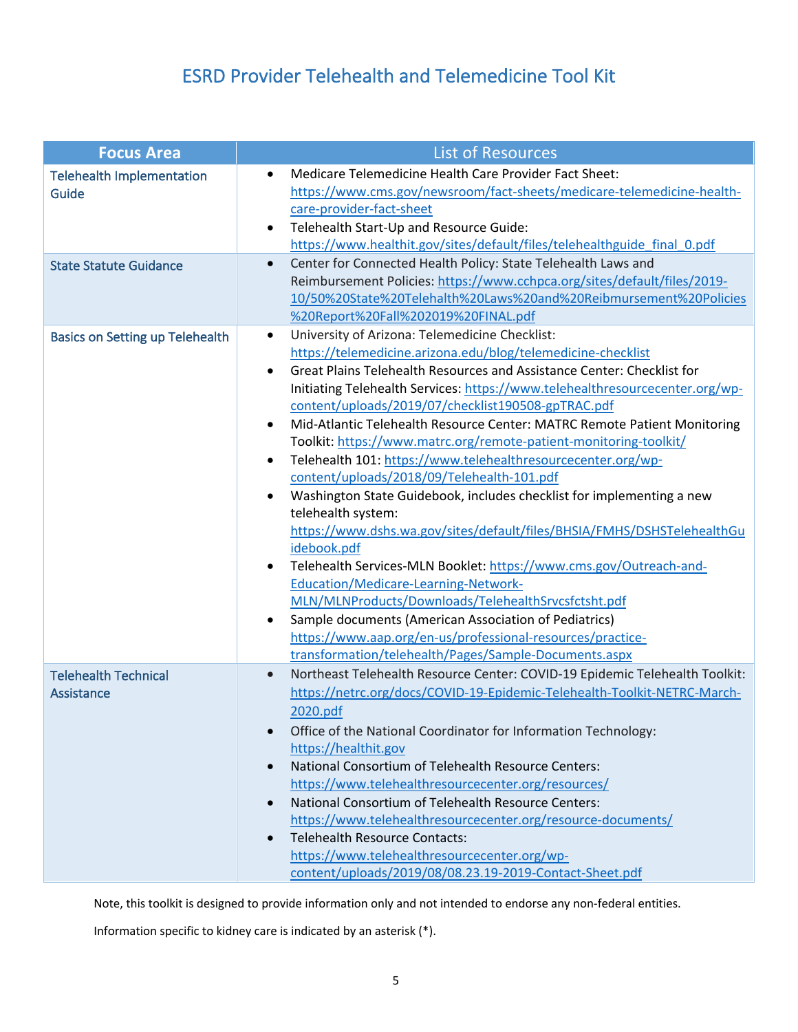# ESRD Provider Telehealth and Telemedicine Tool Kit

| Focus Area | List of Resources |
|---|---|
| Telehealth Implementation Guide | • Medicare Telemedicine Health Care Provider Fact Sheet: https://www.cms.gov/newsroom/fact-sheets/medicare-telemedicine-health-care-provider-fact-sheet <br> • Telehealth Start-Up and Resource Guide: https://www.healthit.gov/sites/default/files/telehealthguide_final_0.pdf |
| State Statute Guidance | • Center for Connected Health Policy: State Telehealth Laws and Reimbursement Policies: https://www.cchpca.org/sites/default/files/2019-10/50%20State%20Telehalth%20Laws%20and%20Reibmursement%20Policies%20Report%20Fall%202019%20FINAL.pdf |
| Basics on Setting up Telehealth | • University of Arizona: Telemedicine Checklist: https://telemedicine.arizona.edu/blog/telemedicine-checklist <br> • Great Plains Telehealth Resources and Assistance Center: Checklist for Initiating Telehealth Services: https://www.telehealthresourcecenter.org/wp-content/uploads/2019/07/checklist190508-gpTRAC.pdf <br> • Mid-Atlantic Telehealth Resource Center: MATRC Remote Patient Monitoring Toolkit: https://www.matrc.org/remote-patient-monitoring-toolkit/ <br> • Telehealth 101: https://www.telehealthresourcecenter.org/wp-content/uploads/2018/09/Telehealth-101.pdf <br> • Washington State Guidebook, includes checklist for implementing a new telehealth system: https://www.dshs.wa.gov/sites/default/files/BHSIA/FMHS/DSHSTelehealthGuidebook.pdf <br> • Telehealth Services-MLN Booklet: https://www.cms.gov/Outreach-and-Education/Medicare-Learning-Network-MLN/MLNProducts/Downloads/TelehealthSrvcsfctsht.pdf <br> • Sample documents (American Association of Pediatrics) https://www.aap.org/en-us/professional-resources/practice-transformation/telehealth/Pages/Sample-Documents.aspx |
| Telehealth Technical Assistance | • Northeast Telehealth Resource Center: COVID-19 Epidemic Telehealth Toolkit: https://netrc.org/docs/COVID-19-Epidemic-Telehealth-Toolkit-NETRC-March-2020.pdf <br> • Office of the National Coordinator for Information Technology: https://healthit.gov <br> • National Consortium of Telehealth Resource Centers: https://www.telehealthresourcecenter.org/resources/ <br> • National Consortium of Telehealth Resource Centers: https://www.telehealthresourcecenter.org/resource-documents/ <br> • Telehealth Resource Contacts: https://www.telehealthresourcecenter.org/wp-content/uploads/2019/08/08.23.19-2019-Contact-Sheet.pdf |

Note, this toolkit is designed to provide information only and not intended to endorse any non-federal entities.

Information specific to kidney care is indicated by an asterisk (*).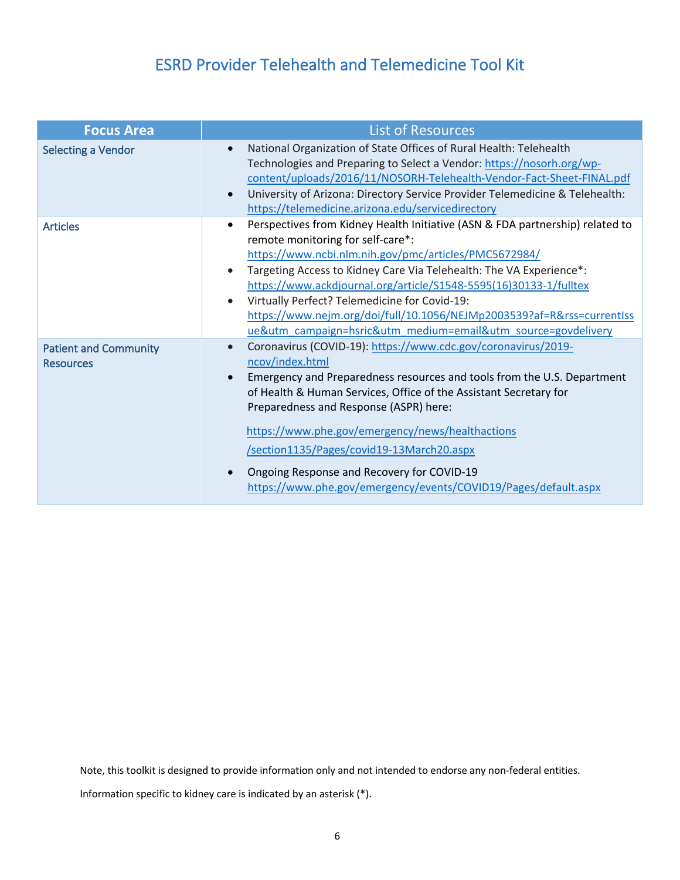# ESRD Provider Telehealth and Telemedicine Tool Kit

| Focus Area | List of Resources |
|---|---|
| Selecting a Vendor | • National Organization of State Offices of Rural Health: Telehealth Technologies and Preparing to Select a Vendor: https://nosorh.org/wp-content/uploads/2016/11/NOSORH-Telehealth-Vendor-Fact-Sheet-FINAL.pdf<br>• University of Arizona: Directory Service Provider Telemedicine & Telehealth: https://telemedicine.arizona.edu/servicedirectory |
| Articles | • Perspectives from Kidney Health Initiative (ASN & FDA partnership) related to remote monitoring for self-care*: https://www.ncbi.nlm.nih.gov/pmc/articles/PMC5672984/<br>• Targeting Access to Kidney Care Via Telehealth: The VA Experience*: https://www.ackdjournal.org/article/S1548-5595(16)30133-1/fulltex<br>• Virtually Perfect? Telemedicine for Covid-19: https://www.nejm.org/doi/full/10.1056/NEJMp2003539?af=R&rss=currentIssue&utm_campaign=hsric&utm_medium=email&utm_source=govdelivery |
| Patient and Community Resources | • Coronavirus (COVID-19): https://www.cdc.gov/coronavirus/2019-ncov/index.html<br>• Emergency and Preparedness resources and tools from the U.S. Department of Health & Human Services, Office of the Assistant Secretary for Preparedness and Response (ASPR) here:<br>https://www.phe.gov/emergency/news/healthactions/section1135/Pages/covid19-13March20.aspx<br>• Ongoing Response and Recovery for COVID-19 https://www.phe.gov/emergency/events/COVID19/Pages/default.aspx |

Note, this toolkit is designed to provide information only and not intended to endorse any non-federal entities.

Information specific to kidney care is indicated by an asterisk (*).